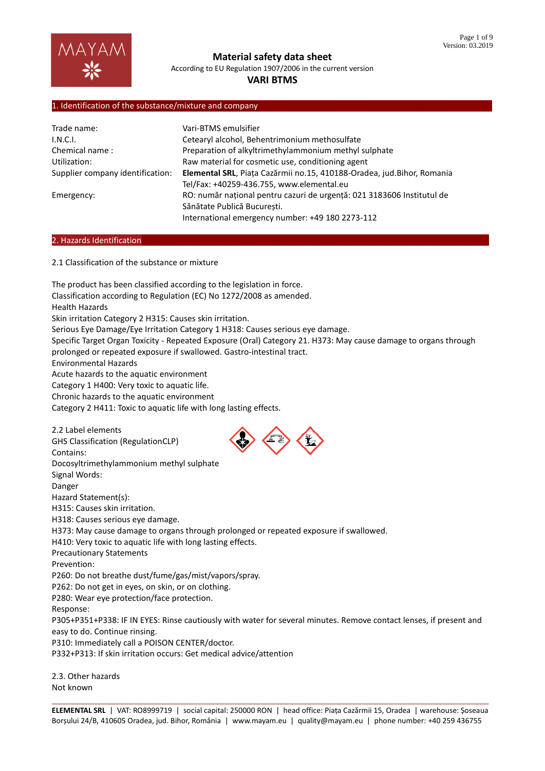# Material safety data sheet

According to EU Regulation 1907/2006 in the current version

**VARI BTMS**

## 1. Identification of the substance/mixture and company

| | |
|---|---|
| Trade name: | Vari-BTMS emulsifier |
| I.N.C.I. | Cetearyl alcohol, Behentrimonium methosulfate |
| Chemical name : | Preparation of alkyltrimethylammonium methyl sulphate |
| Utilization: | Raw material for cosmetic use, conditioning agent |
| Supplier company identification: | **Elemental SRL**, Piața Cazărmii no.15, 410188-Oradea, jud.Bihor, Romania Tel/Fax: +40259-436.755, www.elemental.eu |
| Emergency: | RO: număr național pentru cazuri de urgență: 021 3183606 Institutul de Sănătate Publică București. International emergency number: +49 180 2273-112 |

## 2. Hazards Identification

2.1 Classification of the substance or mixture

The product has been classified according to the legislation in force.
Classification according to Regulation (EC) No 1272/2008 as amended.
Health Hazards
Skin irritation Category 2 H315: Causes skin irritation.
Serious Eye Damage/Eye Irritation Category 1 H318: Causes serious eye damage.
Specific Target Organ Toxicity - Repeated Exposure (Oral) Category 21. H373: May cause damage to organs through prolonged or repeated exposure if swallowed. Gastro-intestinal tract.
Environmental Hazards
Acute hazards to the aquatic environment
Category 1 H400: Very toxic to aquatic life.
Chronic hazards to the aquatic environment
Category 2 H411: Toxic to aquatic life with long lasting effects.

2.2 Label elements
GHS Classification (RegulationCLP)
Contains:
Docosyltrimethylammonium methyl sulphate
Signal Words:
Danger
Hazard Statement(s):
H315: Causes skin irritation.
H318: Causes serious eye damage.
H373: May cause damage to organs through prolonged or repeated exposure if swallowed.
H410: Very toxic to aquatic life with long lasting effects.
Precautionary Statements
Prevention:
P260: Do not breathe dust/fume/gas/mist/vapors/spray.
P262: Do not get in eyes, on skin, or on clothing.
P280: Wear eye protection/face protection.
Response:
P305+P351+P338: IF IN EYES: Rinse cautiously with water for several minutes. Remove contact lenses, if present and easy to do. Continue rinsing.
P310: Immediately call a POISON CENTER/doctor.
P332+P313: If skin irritation occurs: Get medical advice/attention

2.3. Other hazards
Not known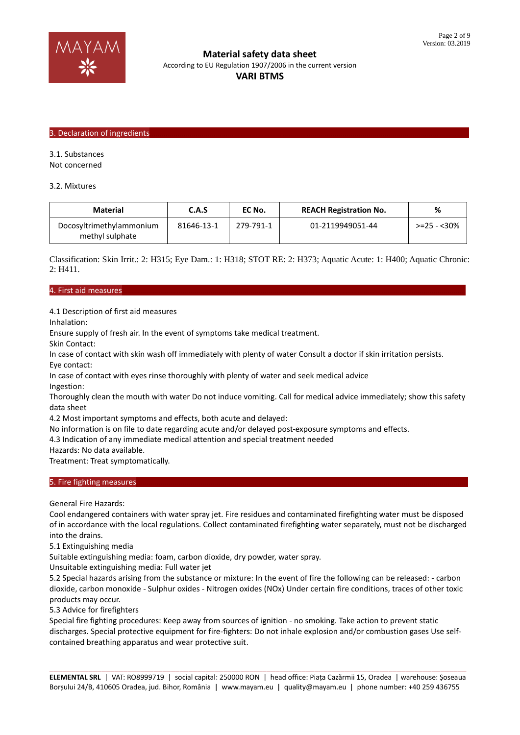## 3. Declaration of ingredients

3.1. Substances
Not concerned

3.2. Mixtures

| Material | C.A.S | EC No. | REACH Registration No. | % |
|---|---|---|---|---|
| Docosyltrimethylammonium methyl sulphate | 81646-13-1 | 279-791-1 | 01-2119949051-44 | >=25 - <30% |

Classification: Skin Irrit.: 2: H315; Eye Dam.: 1: H318; STOT RE: 2: H373; Aquatic Acute: 1: H400; Aquatic Chronic: 2: H411.

## 4. First aid measures

4.1 Description of first aid measures
Inhalation:
Ensure supply of fresh air. In the event of symptoms take medical treatment.
Skin Contact:
In case of contact with skin wash off immediately with plenty of water Consult a doctor if skin irritation persists.
Eye contact:
In case of contact with eyes rinse thoroughly with plenty of water and seek medical advice
Ingestion:
Thoroughly clean the mouth with water Do not induce vomiting. Call for medical advice immediately; show this safety data sheet
4.2 Most important symptoms and effects, both acute and delayed:
No information is on file to date regarding acute and/or delayed post-exposure symptoms and effects.
4.3 Indication of any immediate medical attention and special treatment needed
Hazards: No data available.
Treatment: Treat symptomatically.

## 5. Fire fighting measures

General Fire Hazards:
Cool endangered containers with water spray jet. Fire residues and contaminated firefighting water must be disposed of in accordance with the local regulations. Collect contaminated firefighting water separately, must not be discharged into the drains.
5.1 Extinguishing media
Suitable extinguishing media: foam, carbon dioxide, dry powder, water spray.
Unsuitable extinguishing media: Full water jet
5.2 Special hazards arising from the substance or mixture: In the event of fire the following can be released: - carbon dioxide, carbon monoxide - Sulphur oxides - Nitrogen oxides (NOx) Under certain fire conditions, traces of other toxic products may occur.
5.3 Advice for firefighters
Special fire fighting procedures: Keep away from sources of ignition - no smoking. Take action to prevent static discharges. Special protective equipment for fire-fighters: Do not inhale explosion and/or combustion gases Use self-contained breathing apparatus and wear protective suit.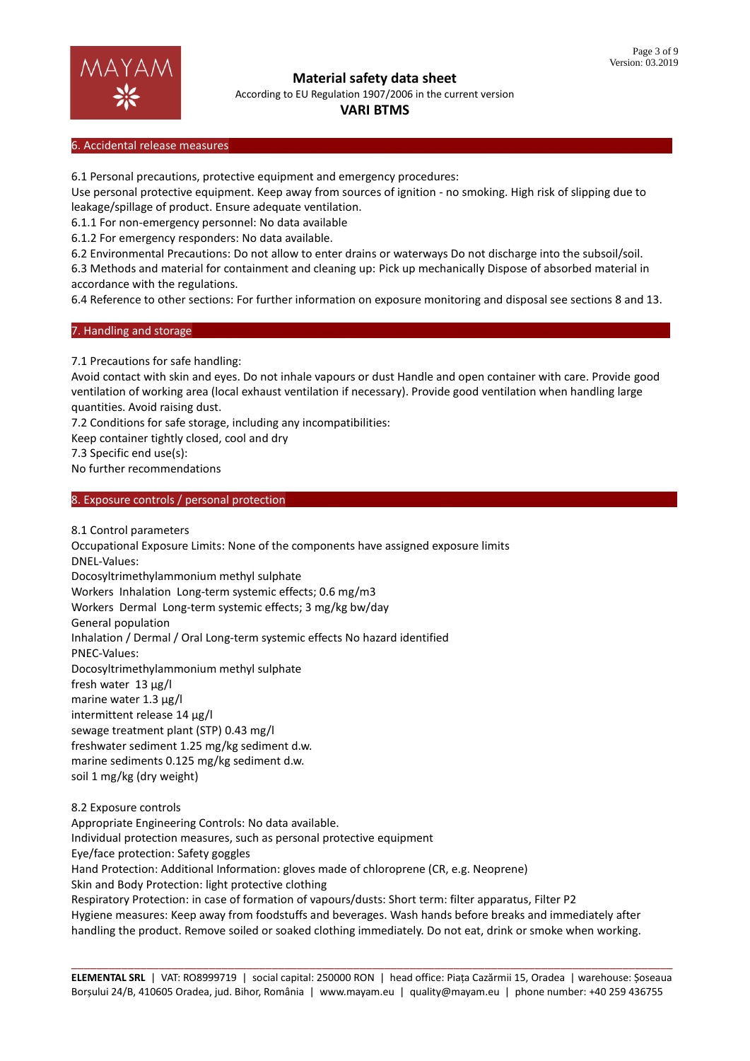## 6. Accidental release measures

6.1 Personal precautions, protective equipment and emergency procedures:
Use personal protective equipment. Keep away from sources of ignition - no smoking. High risk of slipping due to leakage/spillage of product. Ensure adequate ventilation.
6.1.1 For non-emergency personnel: No data available
6.1.2 For emergency responders: No data available.
6.2 Environmental Precautions: Do not allow to enter drains or waterways Do not discharge into the subsoil/soil.
6.3 Methods and material for containment and cleaning up: Pick up mechanically Dispose of absorbed material in accordance with the regulations.
6.4 Reference to other sections: For further information on exposure monitoring and disposal see sections 8 and 13.

## 7. Handling and storage

7.1 Precautions for safe handling:
Avoid contact with skin and eyes. Do not inhale vapours or dust Handle and open container with care. Provide good ventilation of working area (local exhaust ventilation if necessary). Provide good ventilation when handling large quantities. Avoid raising dust.
7.2 Conditions for safe storage, including any incompatibilities:
Keep container tightly closed, cool and dry
7.3 Specific end use(s):
No further recommendations

## 8. Exposure controls / personal protection

8.1 Control parameters
Occupational Exposure Limits: None of the components have assigned exposure limits
DNEL-Values:
Docosyltrimethylammonium methyl sulphate
Workers Inhalation Long-term systemic effects; 0.6 mg/m3
Workers Dermal Long-term systemic effects; 3 mg/kg bw/day
General population
Inhalation / Dermal / Oral Long-term systemic effects No hazard identified
PNEC-Values:
Docosyltrimethylammonium methyl sulphate
fresh water 13 µg/l
marine water 1.3 µg/l
intermittent release 14 µg/l
sewage treatment plant (STP) 0.43 mg/l
freshwater sediment 1.25 mg/kg sediment d.w.
marine sediments 0.125 mg/kg sediment d.w.
soil 1 mg/kg (dry weight)

8.2 Exposure controls
Appropriate Engineering Controls: No data available.
Individual protection measures, such as personal protective equipment
Eye/face protection: Safety goggles
Hand Protection: Additional Information: gloves made of chloroprene (CR, e.g. Neoprene)
Skin and Body Protection: light protective clothing
Respiratory Protection: in case of formation of vapours/dusts: Short term: filter apparatus, Filter P2
Hygiene measures: Keep away from foodstuffs and beverages. Wash hands before breaks and immediately after handling the product. Remove soiled or soaked clothing immediately. Do not eat, drink or smoke when working.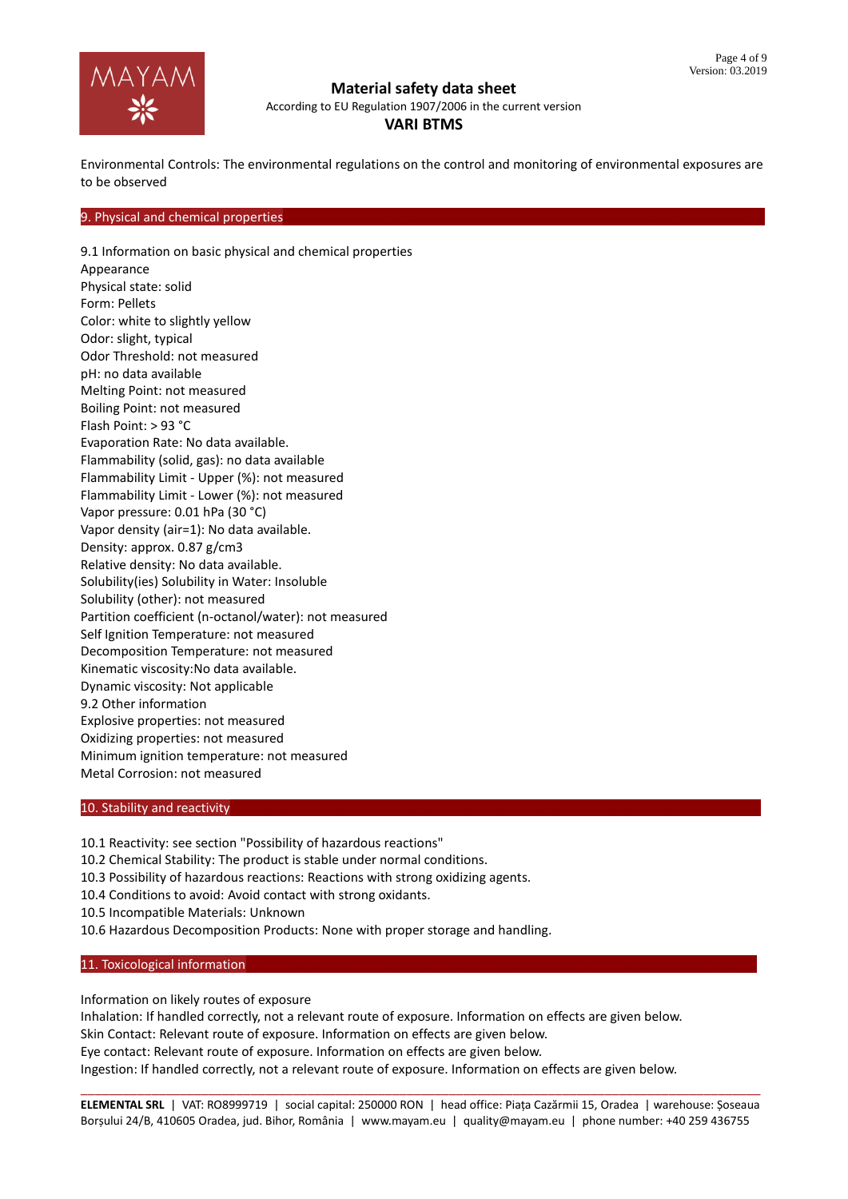Environmental Controls: The environmental regulations on the control and monitoring of environmental exposures are to be observed

## 9. Physical and chemical properties

9.1 Information on basic physical and chemical properties
Appearance
Physical state: solid
Form: Pellets
Color: white to slightly yellow
Odor: slight, typical
Odor Threshold: not measured
pH: no data available
Melting Point: not measured
Boiling Point: not measured
Flash Point: > 93 °C
Evaporation Rate: No data available.
Flammability (solid, gas): no data available
Flammability Limit - Upper (%): not measured
Flammability Limit - Lower (%): not measured
Vapor pressure: 0.01 hPa (30 °C)
Vapor density (air=1): No data available.
Density: approx. 0.87 g/cm3
Relative density: No data available.
Solubility(ies) Solubility in Water: Insoluble
Solubility (other): not measured
Partition coefficient (n-octanol/water): not measured
Self Ignition Temperature: not measured
Decomposition Temperature: not measured
Kinematic viscosity:No data available.
Dynamic viscosity: Not applicable
9.2 Other information
Explosive properties: not measured
Oxidizing properties: not measured
Minimum ignition temperature: not measured
Metal Corrosion: not measured

## 10. Stability and reactivity

10.1 Reactivity: see section "Possibility of hazardous reactions"
10.2 Chemical Stability: The product is stable under normal conditions.
10.3 Possibility of hazardous reactions: Reactions with strong oxidizing agents.
10.4 Conditions to avoid: Avoid contact with strong oxidants.
10.5 Incompatible Materials: Unknown
10.6 Hazardous Decomposition Products: None with proper storage and handling.

## 11. Toxicological information

Information on likely routes of exposure
Inhalation: If handled correctly, not a relevant route of exposure. Information on effects are given below.
Skin Contact: Relevant route of exposure. Information on effects are given below.
Eye contact: Relevant route of exposure. Information on effects are given below.
Ingestion: If handled correctly, not a relevant route of exposure. Information on effects are given below.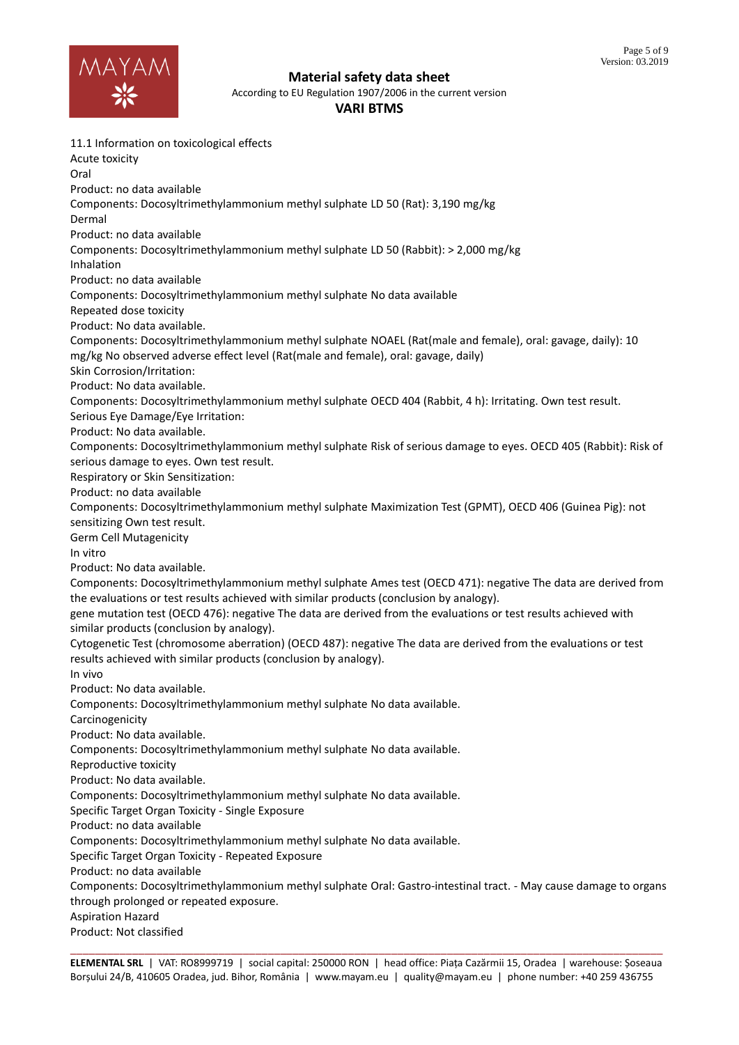11.1 Information on toxicological effects

Acute toxicity

Oral

Product: no data available

Components: Docosyltrimethylammonium methyl sulphate LD 50 (Rat): 3,190 mg/kg

Dermal

Product: no data available

Components: Docosyltrimethylammonium methyl sulphate LD 50 (Rabbit): > 2,000 mg/kg

Inhalation

Product: no data available

Components: Docosyltrimethylammonium methyl sulphate No data available

Repeated dose toxicity

Product: No data available.

Components: Docosyltrimethylammonium methyl sulphate NOAEL (Rat(male and female), oral: gavage, daily): 10 mg/kg No observed adverse effect level (Rat(male and female), oral: gavage, daily)

Skin Corrosion/Irritation:

Product: No data available.

Components: Docosyltrimethylammonium methyl sulphate OECD 404 (Rabbit, 4 h): Irritating. Own test result.

Serious Eye Damage/Eye Irritation:

Product: No data available.

Components: Docosyltrimethylammonium methyl sulphate Risk of serious damage to eyes. OECD 405 (Rabbit): Risk of serious damage to eyes. Own test result.

Respiratory or Skin Sensitization:

Product: no data available

Components: Docosyltrimethylammonium methyl sulphate Maximization Test (GPMT), OECD 406 (Guinea Pig): not sensitizing Own test result.

Germ Cell Mutagenicity

In vitro

Product: No data available.

Components: Docosyltrimethylammonium methyl sulphate Ames test (OECD 471): negative The data are derived from the evaluations or test results achieved with similar products (conclusion by analogy).

gene mutation test (OECD 476): negative The data are derived from the evaluations or test results achieved with similar products (conclusion by analogy).

Cytogenetic Test (chromosome aberration) (OECD 487): negative The data are derived from the evaluations or test results achieved with similar products (conclusion by analogy).

In vivo

Product: No data available.

Components: Docosyltrimethylammonium methyl sulphate No data available.

Carcinogenicity

Product: No data available.

Components: Docosyltrimethylammonium methyl sulphate No data available.

Reproductive toxicity

Product: No data available.

Components: Docosyltrimethylammonium methyl sulphate No data available.

Specific Target Organ Toxicity - Single Exposure

Product: no data available

Components: Docosyltrimethylammonium methyl sulphate No data available.

Specific Target Organ Toxicity - Repeated Exposure

Product: no data available

Components: Docosyltrimethylammonium methyl sulphate Oral: Gastro-intestinal tract. - May cause damage to organs through prolonged or repeated exposure.

Aspiration Hazard

Product: Not classified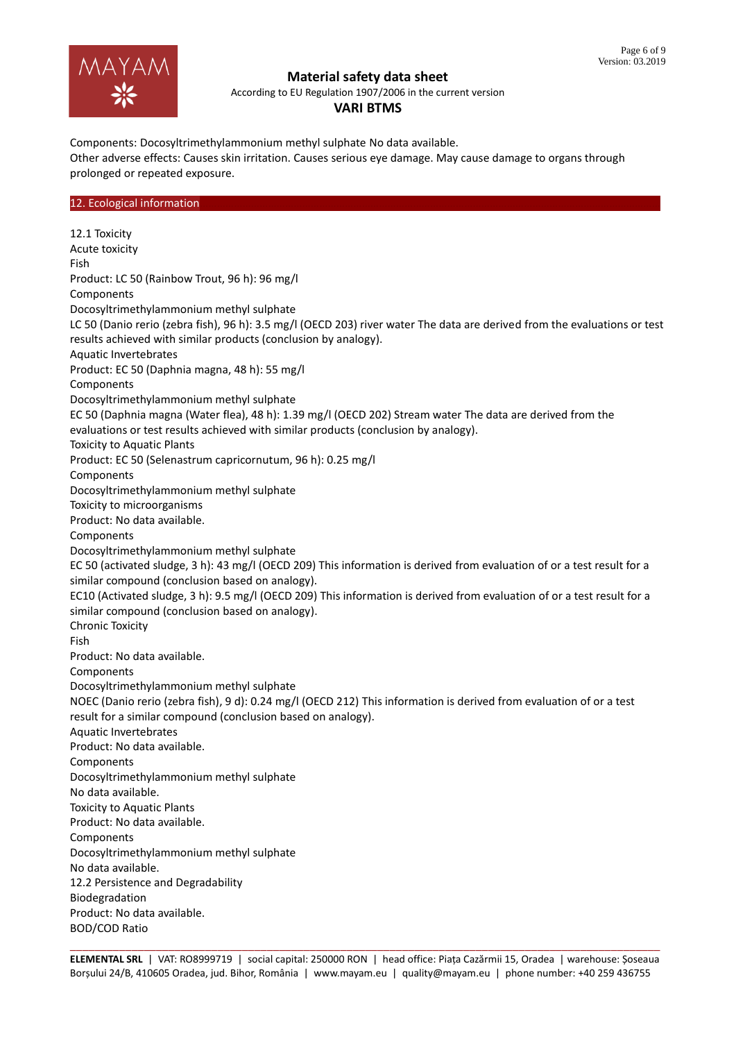Components: Docosyltrimethylammonium methyl sulphate No data available.
Other adverse effects: Causes skin irritation. Causes serious eye damage. May cause damage to organs through prolonged or repeated exposure.

## 12. Ecological information

12.1 Toxicity
Acute toxicity
Fish
Product: LC 50 (Rainbow Trout, 96 h): 96 mg/l
Components
Docosyltrimethylammonium methyl sulphate
LC 50 (Danio rerio (zebra fish), 96 h): 3.5 mg/l (OECD 203) river water The data are derived from the evaluations or test results achieved with similar products (conclusion by analogy).
Aquatic Invertebrates
Product: EC 50 (Daphnia magna, 48 h): 55 mg/l
Components
Docosyltrimethylammonium methyl sulphate
EC 50 (Daphnia magna (Water flea), 48 h): 1.39 mg/l (OECD 202) Stream water The data are derived from the evaluations or test results achieved with similar products (conclusion by analogy).
Toxicity to Aquatic Plants
Product: EC 50 (Selenastrum capricornutum, 96 h): 0.25 mg/l
Components
Docosyltrimethylammonium methyl sulphate
Toxicity to microorganisms
Product: No data available.
Components
Docosyltrimethylammonium methyl sulphate
EC 50 (activated sludge, 3 h): 43 mg/l (OECD 209) This information is derived from evaluation of or a test result for a similar compound (conclusion based on analogy).
EC10 (Activated sludge, 3 h): 9.5 mg/l (OECD 209) This information is derived from evaluation of or a test result for a similar compound (conclusion based on analogy).
Chronic Toxicity
Fish
Product: No data available.
Components
Docosyltrimethylammonium methyl sulphate
NOEC (Danio rerio (zebra fish), 9 d): 0.24 mg/l (OECD 212) This information is derived from evaluation of or a test result for a similar compound (conclusion based on analogy).
Aquatic Invertebrates
Product: No data available.
Components
Docosyltrimethylammonium methyl sulphate
No data available.
Toxicity to Aquatic Plants
Product: No data available.
Components
Docosyltrimethylammonium methyl sulphate
No data available.
12.2 Persistence and Degradability
Biodegradation
Product: No data available.
BOD/COD Ratio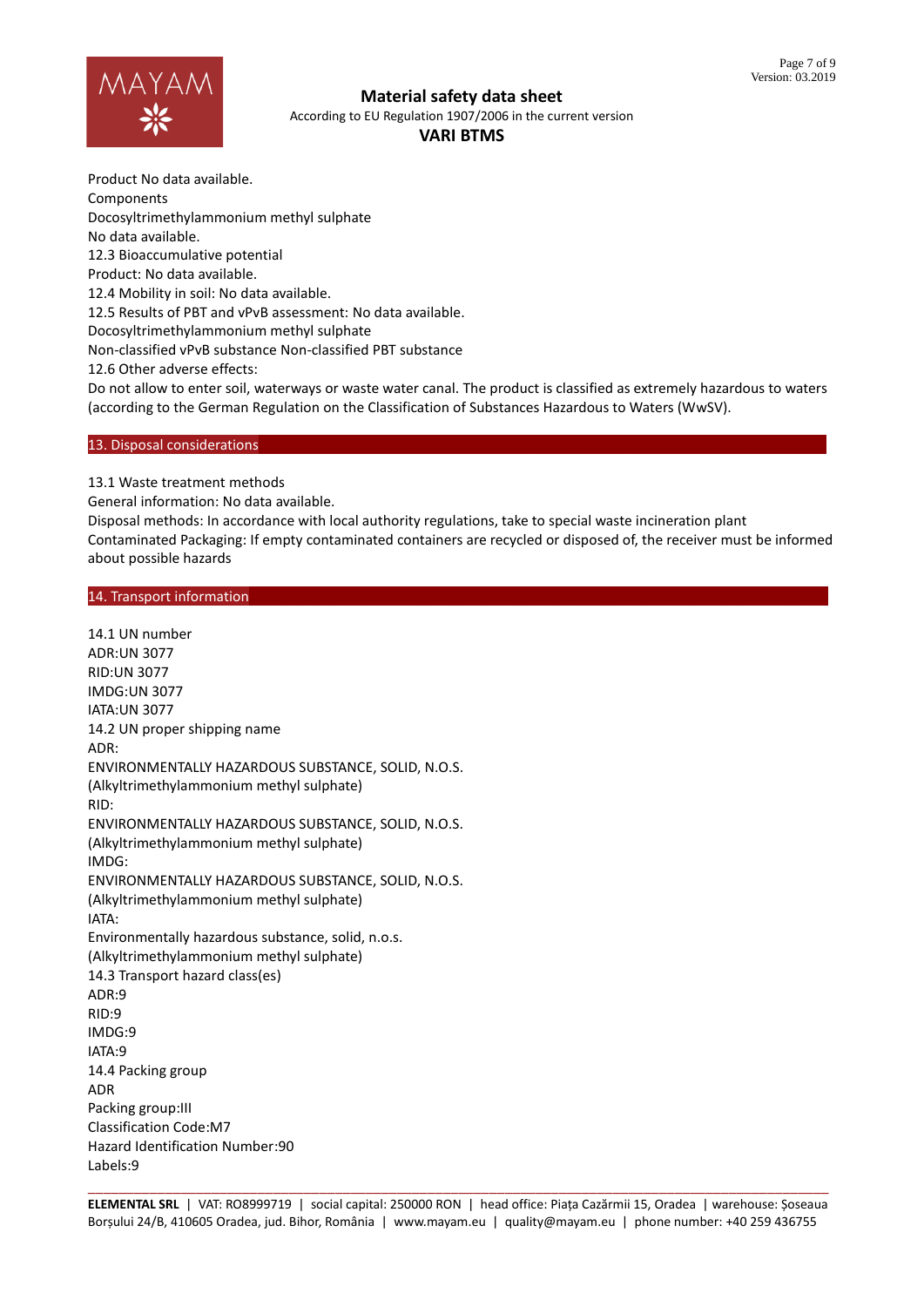Product No data available.
Components
Docosyltrimethylammonium methyl sulphate
No data available.
12.3 Bioaccumulative potential
Product: No data available.
12.4 Mobility in soil: No data available.
12.5 Results of PBT and vPvB assessment: No data available.
Docosyltrimethylammonium methyl sulphate
Non-classified vPvB substance Non-classified PBT substance
12.6 Other adverse effects:
Do not allow to enter soil, waterways or waste water canal. The product is classified as extremely hazardous to waters (according to the German Regulation on the Classification of Substances Hazardous to Waters (WwSV).

## 13. Disposal considerations

13.1 Waste treatment methods
General information: No data available.
Disposal methods: In accordance with local authority regulations, take to special waste incineration plant
Contaminated Packaging: If empty contaminated containers are recycled or disposed of, the receiver must be informed about possible hazards

## 14. Transport information

14.1 UN number
ADR:UN 3077
RID:UN 3077
IMDG:UN 3077
IATA:UN 3077
14.2 UN proper shipping name
ADR:
ENVIRONMENTALLY HAZARDOUS SUBSTANCE, SOLID, N.O.S.
(Alkyltrimethylammonium methyl sulphate)
RID:
ENVIRONMENTALLY HAZARDOUS SUBSTANCE, SOLID, N.O.S.
(Alkyltrimethylammonium methyl sulphate)
IMDG:
ENVIRONMENTALLY HAZARDOUS SUBSTANCE, SOLID, N.O.S.
(Alkyltrimethylammonium methyl sulphate)
IATA:
Environmentally hazardous substance, solid, n.o.s.
(Alkyltrimethylammonium methyl sulphate)
14.3 Transport hazard class(es)
ADR:9
RID:9
IMDG:9
IATA:9
14.4 Packing group
ADR
Packing group:III
Classification Code:M7
Hazard Identification Number:90
Labels:9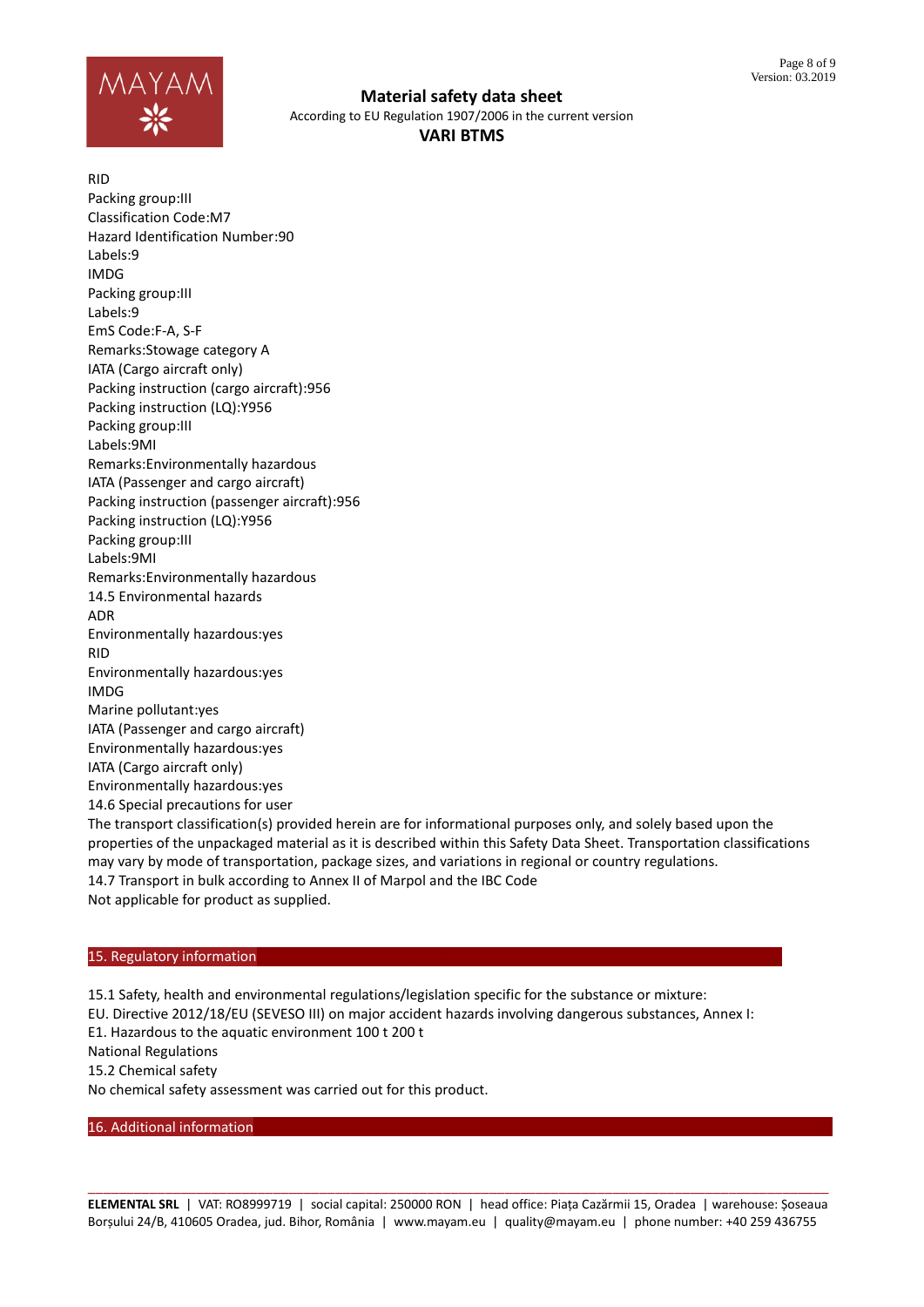RID
Packing group:III
Classification Code:M7
Hazard Identification Number:90
Labels:9
IMDG
Packing group:III
Labels:9
EmS Code:F-A, S-F
Remarks:Stowage category A
IATA (Cargo aircraft only)
Packing instruction (cargo aircraft):956
Packing instruction (LQ):Y956
Packing group:III
Labels:9MI
Remarks:Environmentally hazardous
IATA (Passenger and cargo aircraft)
Packing instruction (passenger aircraft):956
Packing instruction (LQ):Y956
Packing group:III
Labels:9MI
Remarks:Environmentally hazardous
14.5 Environmental hazards
ADR
Environmentally hazardous:yes
RID
Environmentally hazardous:yes
IMDG
Marine pollutant:yes
IATA (Passenger and cargo aircraft)
Environmentally hazardous:yes
IATA (Cargo aircraft only)
Environmentally hazardous:yes
14.6 Special precautions for user
The transport classification(s) provided herein are for informational purposes only, and solely based upon the properties of the unpackaged material as it is described within this Safety Data Sheet. Transportation classifications may vary by mode of transportation, package sizes, and variations in regional or country regulations.
14.7 Transport in bulk according to Annex II of Marpol and the IBC Code
Not applicable for product as supplied.

## 15. Regulatory information

15.1 Safety, health and environmental regulations/legislation specific for the substance or mixture:
EU. Directive 2012/18/EU (SEVESO III) on major accident hazards involving dangerous substances, Annex I:
E1. Hazardous to the aquatic environment 100 t 200 t
National Regulations
15.2 Chemical safety
No chemical safety assessment was carried out for this product.

## 16. Additional information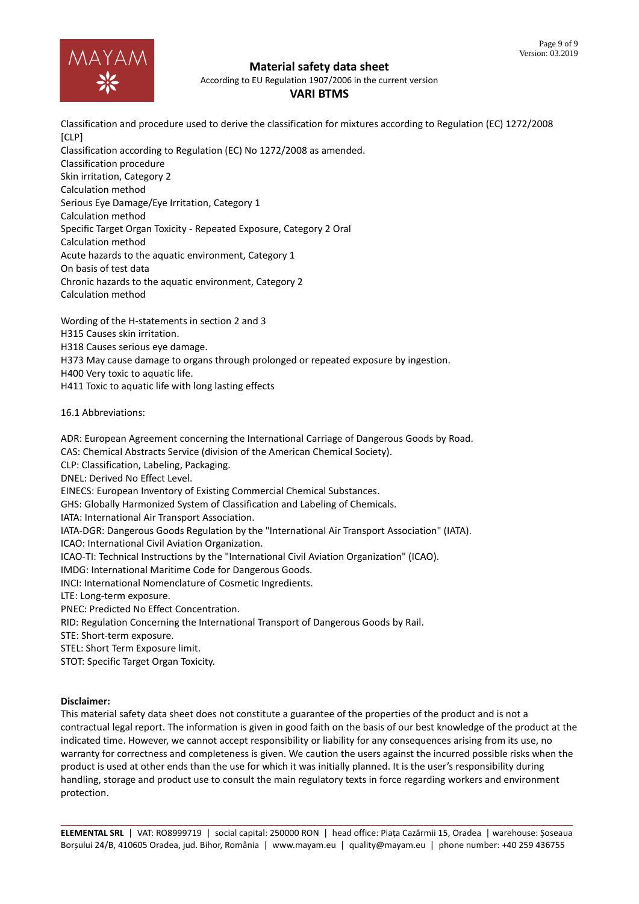Classification and procedure used to derive the classification for mixtures according to Regulation (EC) 1272/2008 [CLP]

Classification according to Regulation (EC) No 1272/2008 as amended.

Classification procedure

Skin irritation, Category 2

Calculation method

Serious Eye Damage/Eye Irritation, Category 1

Calculation method

Specific Target Organ Toxicity - Repeated Exposure, Category 2 Oral

Calculation method

Acute hazards to the aquatic environment, Category 1

On basis of test data

Chronic hazards to the aquatic environment, Category 2

Calculation method

Wording of the H-statements in section 2 and 3

H315 Causes skin irritation.

H318 Causes serious eye damage.

H373 May cause damage to organs through prolonged or repeated exposure by ingestion.

H400 Very toxic to aquatic life.

H411 Toxic to aquatic life with long lasting effects

16.1 Abbreviations:

ADR: European Agreement concerning the International Carriage of Dangerous Goods by Road.

CAS: Chemical Abstracts Service (division of the American Chemical Society).

CLP: Classification, Labeling, Packaging.

DNEL: Derived No Effect Level.

EINECS: European Inventory of Existing Commercial Chemical Substances.

GHS: Globally Harmonized System of Classification and Labeling of Chemicals.

IATA: International Air Transport Association.

IATA-DGR: Dangerous Goods Regulation by the "International Air Transport Association" (IATA).

ICAO: International Civil Aviation Organization.

ICAO-TI: Technical Instructions by the "International Civil Aviation Organization" (ICAO).

IMDG: International Maritime Code for Dangerous Goods.

INCI: International Nomenclature of Cosmetic Ingredients.

LTE: Long-term exposure.

PNEC: Predicted No Effect Concentration.

RID: Regulation Concerning the International Transport of Dangerous Goods by Rail.

STE: Short-term exposure.

STEL: Short Term Exposure limit.

STOT: Specific Target Organ Toxicity.

**Disclaimer:**

This material safety data sheet does not constitute a guarantee of the properties of the product and is not a contractual legal report. The information is given in good faith on the basis of our best knowledge of the product at the indicated time. However, we cannot accept responsibility or liability for any consequences arising from its use, no warranty for correctness and completeness is given. We caution the users against the incurred possible risks when the product is used at other ends than the use for which it was initially planned. It is the user's responsibility during handling, storage and product use to consult the main regulatory texts in force regarding workers and environment protection.